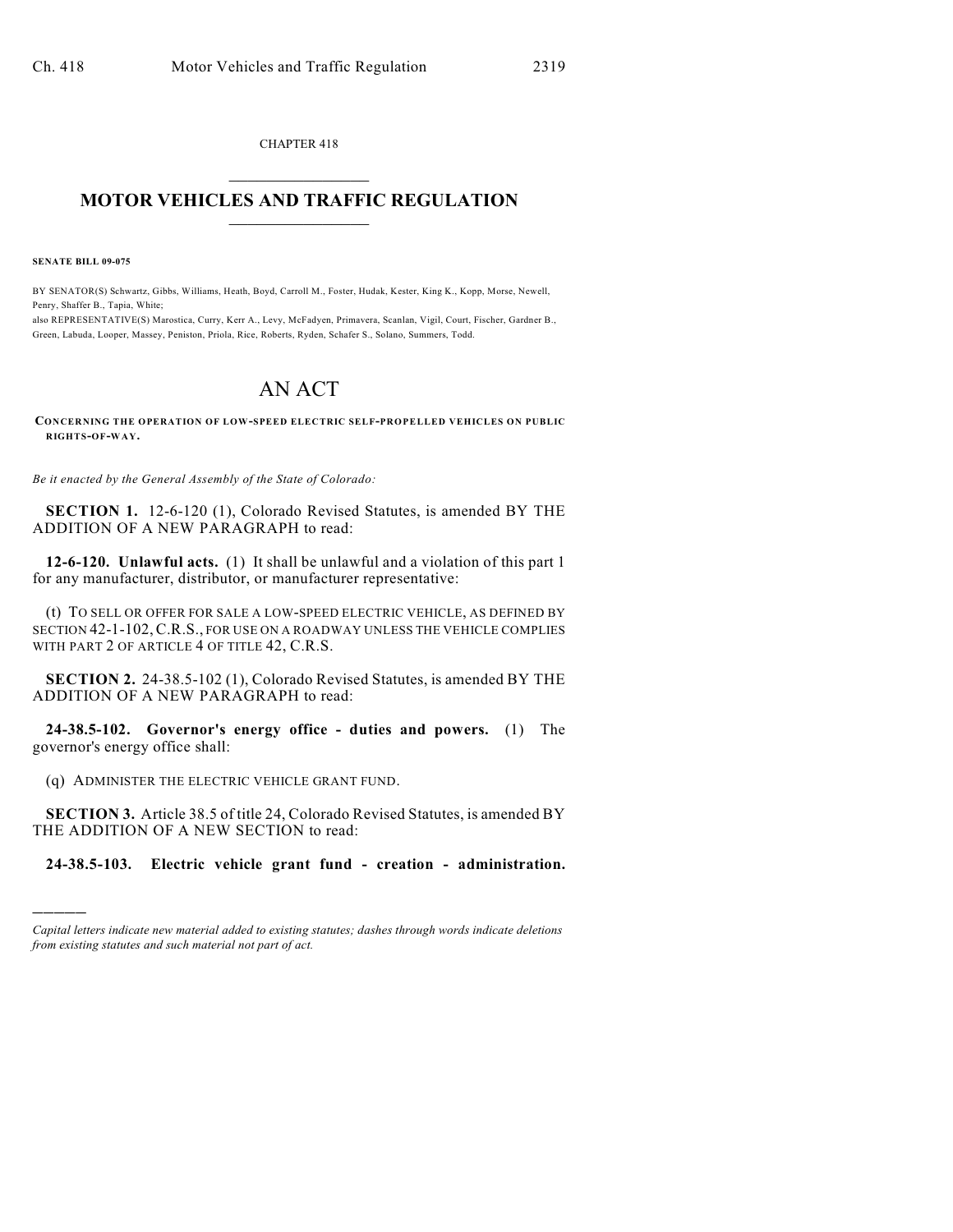CHAPTER 418

## MOTOR VEHICLES AND TRAFFIC REGULATION

**SENATE BILL 09-075**

BY SENATOR(S) Schwartz, Gibbs, Williams, Heath, Boyd, Carroll M., Foster, Hudak, Kester, King K., Kopp, Morse, Newell, Penry, Shaffer B., Tapia, White;
also REPRESENTATIVE(S) Marostica, Curry, Kerr A., Levy, McFadyen, Primavera, Scanlan, Vigil, Court, Fischer, Gardner B., Green, Labuda, Looper, Massey, Peniston, Priola, Rice, Roberts, Ryden, Schafer S., Solano, Summers, Todd.

# AN ACT

**CONCERNING THE OPERATION OF LOW-SPEED ELECTRIC SELF-PROPELLED VEHICLES ON PUBLIC RIGHTS-OF-WAY.**

*Be it enacted by the General Assembly of the State of Colorado:*

**SECTION 1.** 12-6-120 (1), Colorado Revised Statutes, is amended BY THE ADDITION OF A NEW PARAGRAPH to read:

**12-6-120. Unlawful acts.** (1) It shall be unlawful and a violation of this part 1 for any manufacturer, distributor, or manufacturer representative:

(t) TO SELL OR OFFER FOR SALE A LOW-SPEED ELECTRIC VEHICLE, AS DEFINED BY SECTION 42-1-102, C.R.S., FOR USE ON A ROADWAY UNLESS THE VEHICLE COMPLIES WITH PART 2 OF ARTICLE 4 OF TITLE 42, C.R.S.

**SECTION 2.** 24-38.5-102 (1), Colorado Revised Statutes, is amended BY THE ADDITION OF A NEW PARAGRAPH to read:

**24-38.5-102. Governor's energy office - duties and powers.** (1) The governor's energy office shall:

(q) ADMINISTER THE ELECTRIC VEHICLE GRANT FUND.

**SECTION 3.** Article 38.5 of title 24, Colorado Revised Statutes, is amended BY THE ADDITION OF A NEW SECTION to read:

**24-38.5-103. Electric vehicle grant fund - creation - administration.**

---

*Capital letters indicate new material added to existing statutes; dashes through words indicate deletions from existing statutes and such material not part of act.*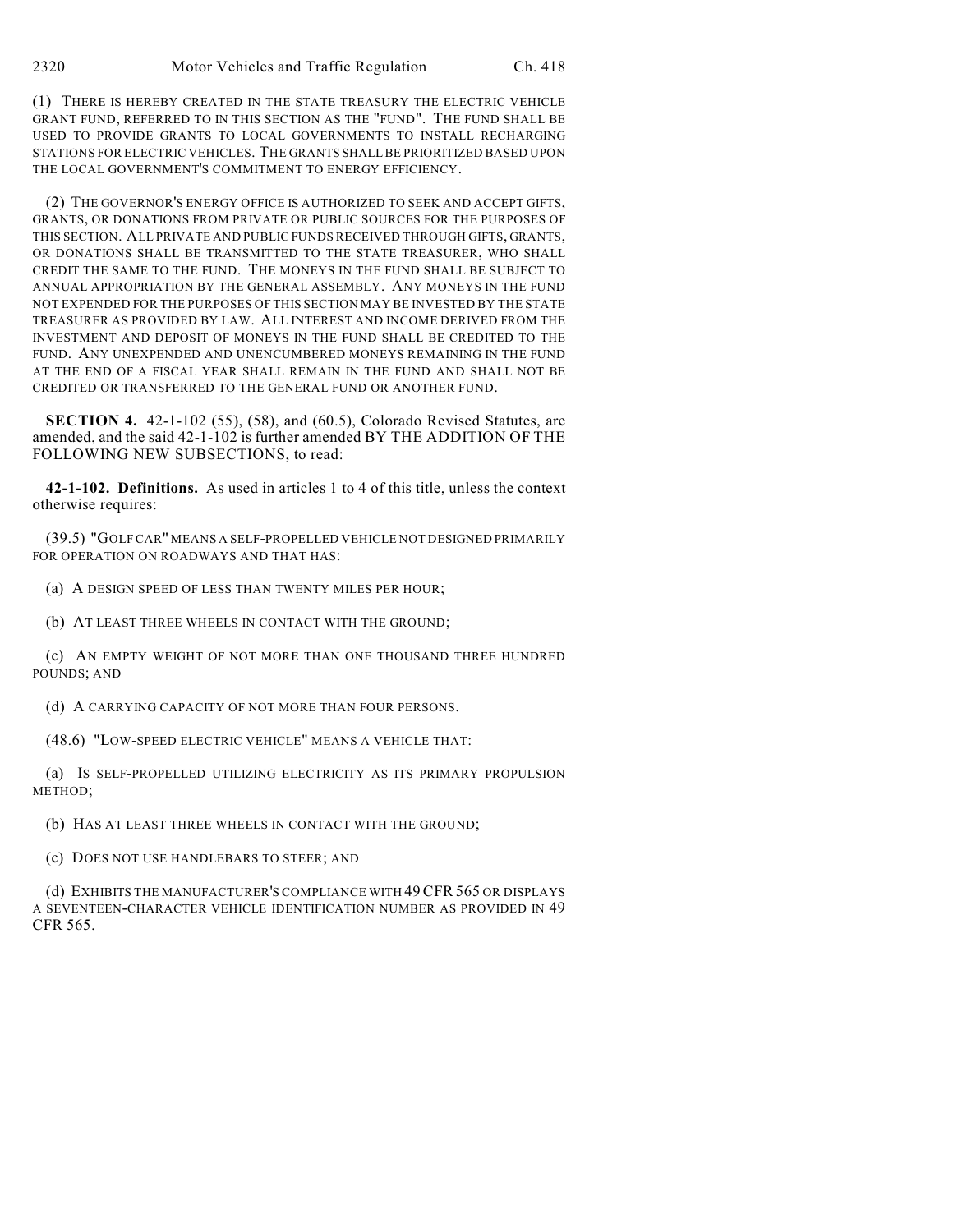(1) THERE IS HEREBY CREATED IN THE STATE TREASURY THE ELECTRIC VEHICLE GRANT FUND, REFERRED TO IN THIS SECTION AS THE "FUND". THE FUND SHALL BE USED TO PROVIDE GRANTS TO LOCAL GOVERNMENTS TO INSTALL RECHARGING STATIONS FOR ELECTRIC VEHICLES. THE GRANTS SHALL BE PRIORITIZED BASED UPON THE LOCAL GOVERNMENT'S COMMITMENT TO ENERGY EFFICIENCY.

(2) THE GOVERNOR'S ENERGY OFFICE IS AUTHORIZED TO SEEK AND ACCEPT GIFTS, GRANTS, OR DONATIONS FROM PRIVATE OR PUBLIC SOURCES FOR THE PURPOSES OF THIS SECTION. ALL PRIVATE AND PUBLIC FUNDS RECEIVED THROUGH GIFTS, GRANTS, OR DONATIONS SHALL BE TRANSMITTED TO THE STATE TREASURER, WHO SHALL CREDIT THE SAME TO THE FUND. THE MONEYS IN THE FUND SHALL BE SUBJECT TO ANNUAL APPROPRIATION BY THE GENERAL ASSEMBLY. ANY MONEYS IN THE FUND NOT EXPENDED FOR THE PURPOSES OF THIS SECTION MAY BE INVESTED BY THE STATE TREASURER AS PROVIDED BY LAW. ALL INTEREST AND INCOME DERIVED FROM THE INVESTMENT AND DEPOSIT OF MONEYS IN THE FUND SHALL BE CREDITED TO THE FUND. ANY UNEXPENDED AND UNENCUMBERED MONEYS REMAINING IN THE FUND AT THE END OF A FISCAL YEAR SHALL REMAIN IN THE FUND AND SHALL NOT BE CREDITED OR TRANSFERRED TO THE GENERAL FUND OR ANOTHER FUND.

**SECTION 4.** 42-1-102 (55), (58), and (60.5), Colorado Revised Statutes, are amended, and the said 42-1-102 is further amended BY THE ADDITION OF THE FOLLOWING NEW SUBSECTIONS, to read:

**42-1-102. Definitions.** As used in articles 1 to 4 of this title, unless the context otherwise requires:

(39.5) "GOLF CAR" MEANS A SELF-PROPELLED VEHICLE NOT DESIGNED PRIMARILY FOR OPERATION ON ROADWAYS AND THAT HAS:

(a) A DESIGN SPEED OF LESS THAN TWENTY MILES PER HOUR;

(b) AT LEAST THREE WHEELS IN CONTACT WITH THE GROUND;

(c) AN EMPTY WEIGHT OF NOT MORE THAN ONE THOUSAND THREE HUNDRED POUNDS; AND

(d) A CARRYING CAPACITY OF NOT MORE THAN FOUR PERSONS.

(48.6) "LOW-SPEED ELECTRIC VEHICLE" MEANS A VEHICLE THAT:

(a) IS SELF-PROPELLED UTILIZING ELECTRICITY AS ITS PRIMARY PROPULSION METHOD;

(b) HAS AT LEAST THREE WHEELS IN CONTACT WITH THE GROUND;

(c) DOES NOT USE HANDLEBARS TO STEER; AND

(d) EXHIBITS THE MANUFACTURER'S COMPLIANCE WITH 49 CFR 565 OR DISPLAYS A SEVENTEEN-CHARACTER VEHICLE IDENTIFICATION NUMBER AS PROVIDED IN 49 CFR 565.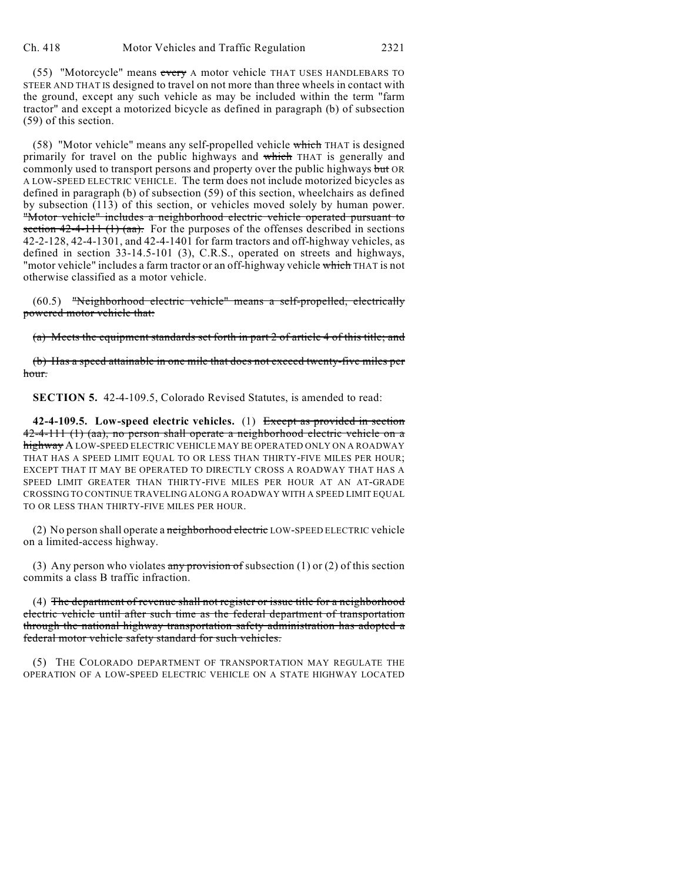(55) "Motorcycle" means ~~every~~ A motor vehicle THAT USES HANDLEBARS TO STEER AND THAT IS designed to travel on not more than three wheels in contact with the ground, except any such vehicle as may be included within the term "farm tractor" and except a motorized bicycle as defined in paragraph (b) of subsection (59) of this section.

(58) "Motor vehicle" means any self-propelled vehicle ~~which~~ THAT is designed primarily for travel on the public highways and ~~which~~ THAT is generally and commonly used to transport persons and property over the public highways ~~but~~ OR A LOW-SPEED ELECTRIC VEHICLE. The term does not include motorized bicycles as defined in paragraph (b) of subsection (59) of this section, wheelchairs as defined by subsection (113) of this section, or vehicles moved solely by human power. ~~"Motor vehicle" includes a neighborhood electric vehicle operated pursuant to section 42-4-111 (1) (aa).~~ For the purposes of the offenses described in sections 42-2-128, 42-4-1301, and 42-4-1401 for farm tractors and off-highway vehicles, as defined in section 33-14.5-101 (3), C.R.S., operated on streets and highways, "motor vehicle" includes a farm tractor or an off-highway vehicle ~~which~~ THAT is not otherwise classified as a motor vehicle.

(60.5) ~~"Neighborhood electric vehicle" means a self-propelled, electrically powered motor vehicle that:~~

~~(a) Meets the equipment standards set forth in part 2 of article 4 of this title; and~~

~~(b) Has a speed attainable in one mile that does not exceed twenty-five miles per hour.~~

**SECTION 5.** 42-4-109.5, Colorado Revised Statutes, is amended to read:

**42-4-109.5. Low-speed electric vehicles.** (1) ~~Except as provided in section 42-4-111 (1) (aa), no person shall operate a neighborhood electric vehicle on a highway~~ A LOW-SPEED ELECTRIC VEHICLE MAY BE OPERATED ONLY ON A ROADWAY THAT HAS A SPEED LIMIT EQUAL TO OR LESS THAN THIRTY-FIVE MILES PER HOUR; EXCEPT THAT IT MAY BE OPERATED TO DIRECTLY CROSS A ROADWAY THAT HAS A SPEED LIMIT GREATER THAN THIRTY-FIVE MILES PER HOUR AT AN AT-GRADE CROSSING TO CONTINUE TRAVELING ALONG A ROADWAY WITH A SPEED LIMIT EQUAL TO OR LESS THAN THIRTY-FIVE MILES PER HOUR.

(2) No person shall operate a ~~neighborhood electric~~ LOW-SPEED ELECTRIC vehicle on a limited-access highway.

(3) Any person who violates ~~any provision of~~ subsection (1) or (2) of this section commits a class B traffic infraction.

(4) ~~The department of revenue shall not register or issue title for a neighborhood electric vehicle until after such time as the federal department of transportation through the national highway transportation safety administration has adopted a federal motor vehicle safety standard for such vehicles.~~

(5) THE COLORADO DEPARTMENT OF TRANSPORTATION MAY REGULATE THE OPERATION OF A LOW-SPEED ELECTRIC VEHICLE ON A STATE HIGHWAY LOCATED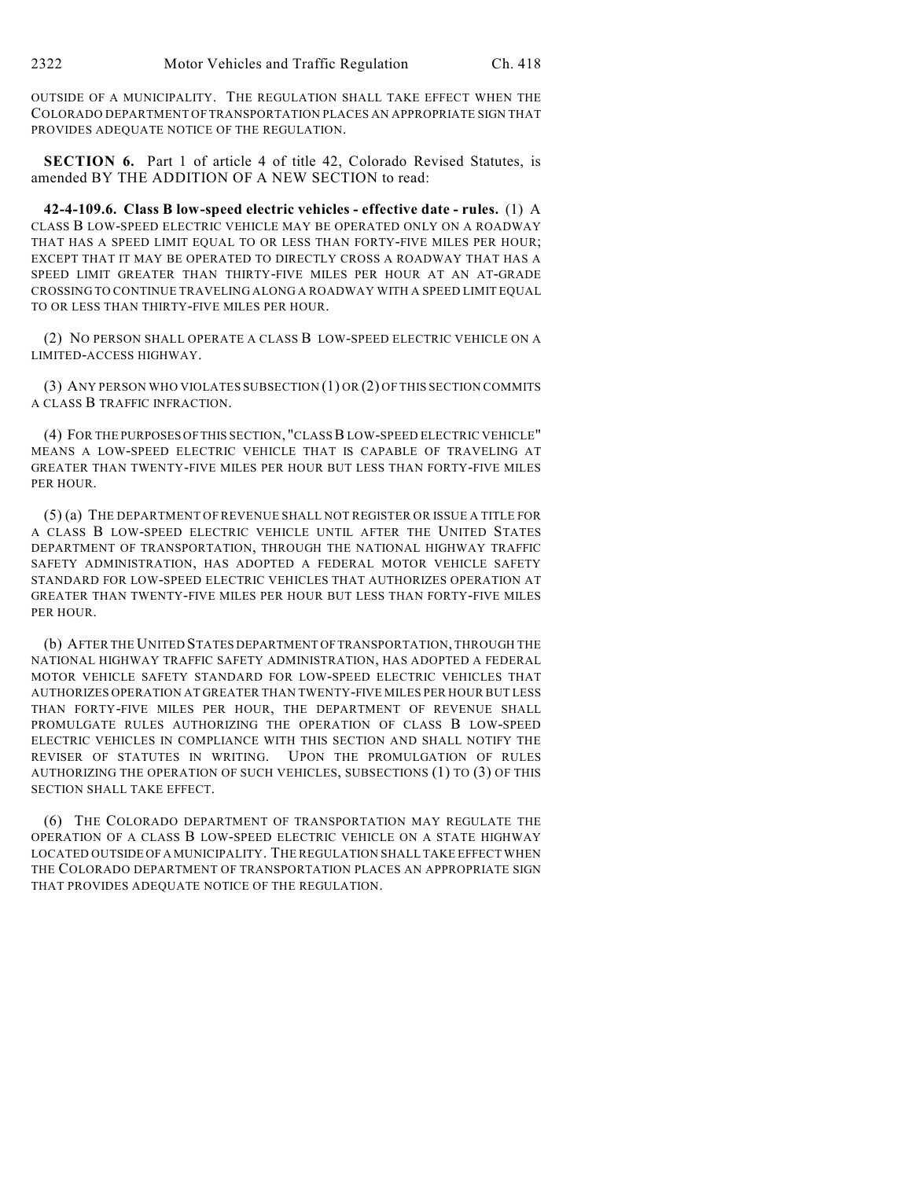OUTSIDE OF A MUNICIPALITY. THE REGULATION SHALL TAKE EFFECT WHEN THE COLORADO DEPARTMENT OF TRANSPORTATION PLACES AN APPROPRIATE SIGN THAT PROVIDES ADEQUATE NOTICE OF THE REGULATION.

**SECTION 6.** Part 1 of article 4 of title 42, Colorado Revised Statutes, is amended BY THE ADDITION OF A NEW SECTION to read:

**42-4-109.6. Class B low-speed electric vehicles - effective date - rules.** (1) A CLASS B LOW-SPEED ELECTRIC VEHICLE MAY BE OPERATED ONLY ON A ROADWAY THAT HAS A SPEED LIMIT EQUAL TO OR LESS THAN FORTY-FIVE MILES PER HOUR; EXCEPT THAT IT MAY BE OPERATED TO DIRECTLY CROSS A ROADWAY THAT HAS A SPEED LIMIT GREATER THAN THIRTY-FIVE MILES PER HOUR AT AN AT-GRADE CROSSING TO CONTINUE TRAVELING ALONG A ROADWAY WITH A SPEED LIMIT EQUAL TO OR LESS THAN THIRTY-FIVE MILES PER HOUR.

(2) NO PERSON SHALL OPERATE A CLASS B LOW-SPEED ELECTRIC VEHICLE ON A LIMITED-ACCESS HIGHWAY.

(3) ANY PERSON WHO VIOLATES SUBSECTION (1) OR (2) OF THIS SECTION COMMITS A CLASS B TRAFFIC INFRACTION.

(4) FOR THE PURPOSES OF THIS SECTION, "CLASS B LOW-SPEED ELECTRIC VEHICLE" MEANS A LOW-SPEED ELECTRIC VEHICLE THAT IS CAPABLE OF TRAVELING AT GREATER THAN TWENTY-FIVE MILES PER HOUR BUT LESS THAN FORTY-FIVE MILES PER HOUR.

(5) (a) THE DEPARTMENT OF REVENUE SHALL NOT REGISTER OR ISSUE A TITLE FOR A CLASS B LOW-SPEED ELECTRIC VEHICLE UNTIL AFTER THE UNITED STATES DEPARTMENT OF TRANSPORTATION, THROUGH THE NATIONAL HIGHWAY TRAFFIC SAFETY ADMINISTRATION, HAS ADOPTED A FEDERAL MOTOR VEHICLE SAFETY STANDARD FOR LOW-SPEED ELECTRIC VEHICLES THAT AUTHORIZES OPERATION AT GREATER THAN TWENTY-FIVE MILES PER HOUR BUT LESS THAN FORTY-FIVE MILES PER HOUR.

(b) AFTER THE UNITED STATES DEPARTMENT OF TRANSPORTATION, THROUGH THE NATIONAL HIGHWAY TRAFFIC SAFETY ADMINISTRATION, HAS ADOPTED A FEDERAL MOTOR VEHICLE SAFETY STANDARD FOR LOW-SPEED ELECTRIC VEHICLES THAT AUTHORIZES OPERATION AT GREATER THAN TWENTY-FIVE MILES PER HOUR BUT LESS THAN FORTY-FIVE MILES PER HOUR, THE DEPARTMENT OF REVENUE SHALL PROMULGATE RULES AUTHORIZING THE OPERATION OF CLASS B LOW-SPEED ELECTRIC VEHICLES IN COMPLIANCE WITH THIS SECTION AND SHALL NOTIFY THE REVISER OF STATUTES IN WRITING. UPON THE PROMULGATION OF RULES AUTHORIZING THE OPERATION OF SUCH VEHICLES, SUBSECTIONS (1) TO (3) OF THIS SECTION SHALL TAKE EFFECT.

(6) THE COLORADO DEPARTMENT OF TRANSPORTATION MAY REGULATE THE OPERATION OF A CLASS B LOW-SPEED ELECTRIC VEHICLE ON A STATE HIGHWAY LOCATED OUTSIDE OF A MUNICIPALITY. THE REGULATION SHALL TAKE EFFECT WHEN THE COLORADO DEPARTMENT OF TRANSPORTATION PLACES AN APPROPRIATE SIGN THAT PROVIDES ADEQUATE NOTICE OF THE REGULATION.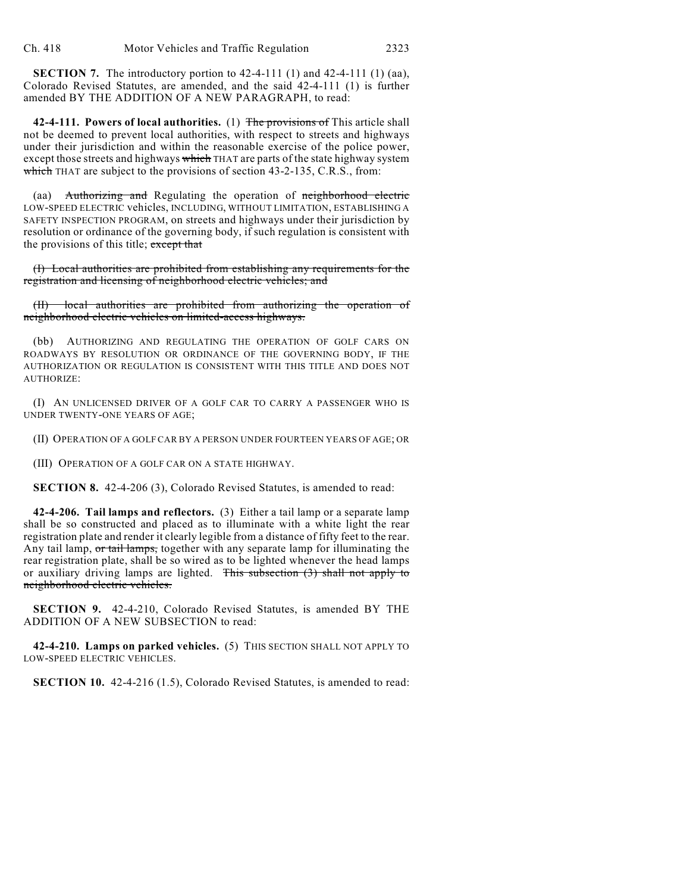**SECTION 7.** The introductory portion to 42-4-111 (1) and 42-4-111 (1) (aa), Colorado Revised Statutes, are amended, and the said 42-4-111 (1) is further amended BY THE ADDITION OF A NEW PARAGRAPH, to read:

**42-4-111. Powers of local authorities.** (1) ~~The provisions of~~ This article shall not be deemed to prevent local authorities, with respect to streets and highways under their jurisdiction and within the reasonable exercise of the police power, except those streets and highways ~~which~~ THAT are parts of the state highway system ~~which~~ THAT are subject to the provisions of section 43-2-135, C.R.S., from:

(aa) ~~Authorizing and~~ Regulating the operation of ~~neighborhood electric~~ LOW-SPEED ELECTRIC vehicles, INCLUDING, WITHOUT LIMITATION, ESTABLISHING A SAFETY INSPECTION PROGRAM, on streets and highways under their jurisdiction by resolution or ordinance of the governing body, if such regulation is consistent with the provisions of this title; ~~except that~~

~~(I) Local authorities are prohibited from establishing any requirements for the registration and licensing of neighborhood electric vehicles; and~~

~~(II) local authorities are prohibited from authorizing the operation of neighborhood electric vehicles on limited-access highways.~~

(bb) AUTHORIZING AND REGULATING THE OPERATION OF GOLF CARS ON ROADWAYS BY RESOLUTION OR ORDINANCE OF THE GOVERNING BODY, IF THE AUTHORIZATION OR REGULATION IS CONSISTENT WITH THIS TITLE AND DOES NOT AUTHORIZE:

(I) AN UNLICENSED DRIVER OF A GOLF CAR TO CARRY A PASSENGER WHO IS UNDER TWENTY-ONE YEARS OF AGE;

(II) OPERATION OF A GOLF CAR BY A PERSON UNDER FOURTEEN YEARS OF AGE; OR

(III) OPERATION OF A GOLF CAR ON A STATE HIGHWAY.

**SECTION 8.** 42-4-206 (3), Colorado Revised Statutes, is amended to read:

**42-4-206. Tail lamps and reflectors.** (3) Either a tail lamp or a separate lamp shall be so constructed and placed as to illuminate with a white light the rear registration plate and render it clearly legible from a distance of fifty feet to the rear. Any tail lamp, ~~or tail lamps,~~ together with any separate lamp for illuminating the rear registration plate, shall be so wired as to be lighted whenever the head lamps or auxiliary driving lamps are lighted. ~~This subsection (3) shall not apply to neighborhood electric vehicles.~~

**SECTION 9.** 42-4-210, Colorado Revised Statutes, is amended BY THE ADDITION OF A NEW SUBSECTION to read:

**42-4-210. Lamps on parked vehicles.** (5) THIS SECTION SHALL NOT APPLY TO LOW-SPEED ELECTRIC VEHICLES.

**SECTION 10.** 42-4-216 (1.5), Colorado Revised Statutes, is amended to read: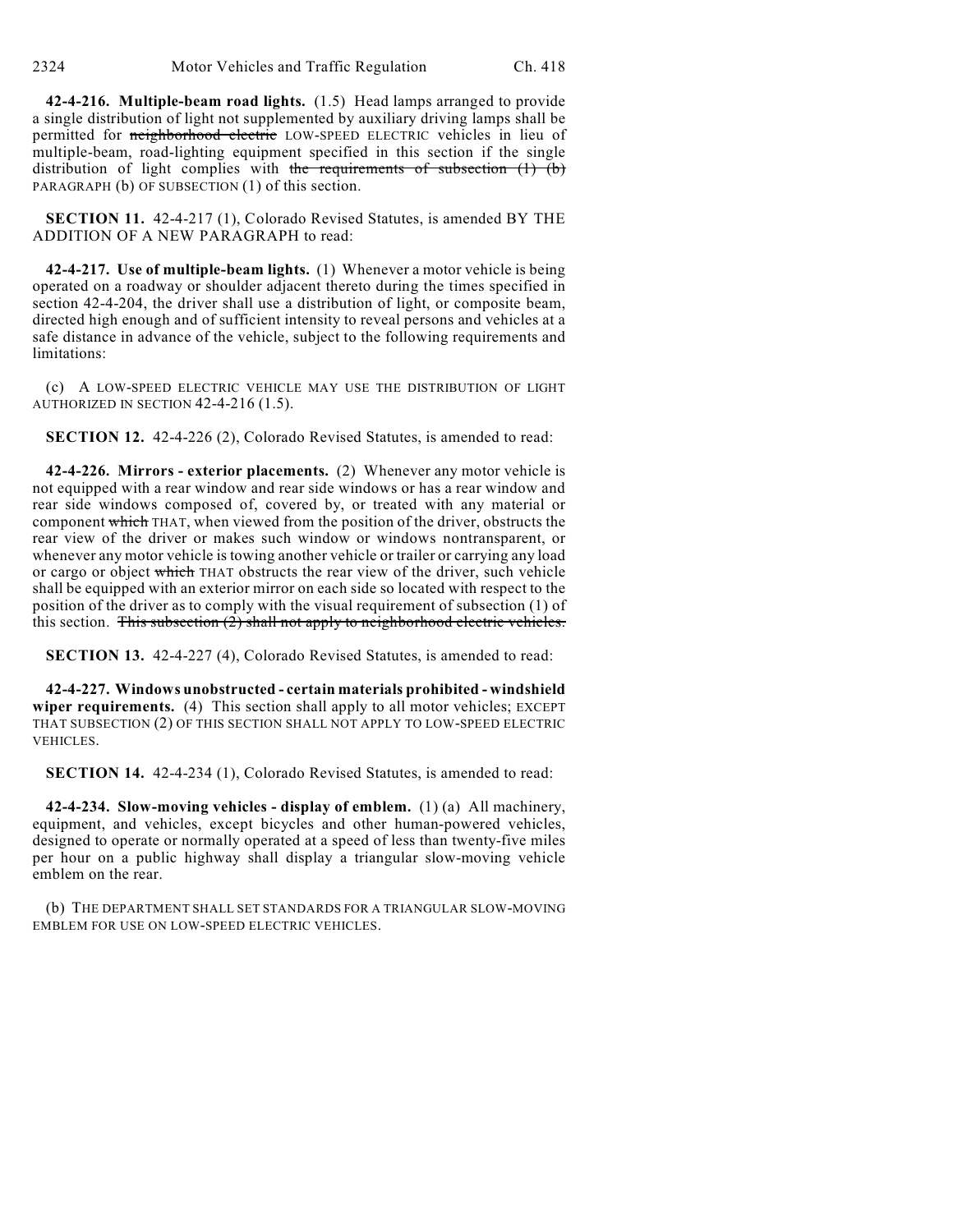**42-4-216. Multiple-beam road lights.** (1.5) Head lamps arranged to provide a single distribution of light not supplemented by auxiliary driving lamps shall be permitted for ~~neighborhood electric~~ LOW-SPEED ELECTRIC vehicles in lieu of multiple-beam, road-lighting equipment specified in this section if the single distribution of light complies with ~~the requirements of subsection (1) (b)~~ PARAGRAPH (b) OF SUBSECTION (1) of this section.

**SECTION 11.** 42-4-217 (1), Colorado Revised Statutes, is amended BY THE ADDITION OF A NEW PARAGRAPH to read:

**42-4-217. Use of multiple-beam lights.** (1) Whenever a motor vehicle is being operated on a roadway or shoulder adjacent thereto during the times specified in section 42-4-204, the driver shall use a distribution of light, or composite beam, directed high enough and of sufficient intensity to reveal persons and vehicles at a safe distance in advance of the vehicle, subject to the following requirements and limitations:

(c) A LOW-SPEED ELECTRIC VEHICLE MAY USE THE DISTRIBUTION OF LIGHT AUTHORIZED IN SECTION 42-4-216 (1.5).

**SECTION 12.** 42-4-226 (2), Colorado Revised Statutes, is amended to read:

**42-4-226. Mirrors - exterior placements.** (2) Whenever any motor vehicle is not equipped with a rear window and rear side windows or has a rear window and rear side windows composed of, covered by, or treated with any material or component ~~which~~ THAT, when viewed from the position of the driver, obstructs the rear view of the driver or makes such window or windows nontransparent, or whenever any motor vehicle is towing another vehicle or trailer or carrying any load or cargo or object ~~which~~ THAT obstructs the rear view of the driver, such vehicle shall be equipped with an exterior mirror on each side so located with respect to the position of the driver as to comply with the visual requirement of subsection (1) of this section. ~~This subsection (2) shall not apply to neighborhood electric vehicles.~~

**SECTION 13.** 42-4-227 (4), Colorado Revised Statutes, is amended to read:

**42-4-227. Windows unobstructed - certain materials prohibited - windshield wiper requirements.** (4) This section shall apply to all motor vehicles; EXCEPT THAT SUBSECTION (2) OF THIS SECTION SHALL NOT APPLY TO LOW-SPEED ELECTRIC VEHICLES.

**SECTION 14.** 42-4-234 (1), Colorado Revised Statutes, is amended to read:

**42-4-234. Slow-moving vehicles - display of emblem.** (1) (a) All machinery, equipment, and vehicles, except bicycles and other human-powered vehicles, designed to operate or normally operated at a speed of less than twenty-five miles per hour on a public highway shall display a triangular slow-moving vehicle emblem on the rear.

(b) THE DEPARTMENT SHALL SET STANDARDS FOR A TRIANGULAR SLOW-MOVING EMBLEM FOR USE ON LOW-SPEED ELECTRIC VEHICLES.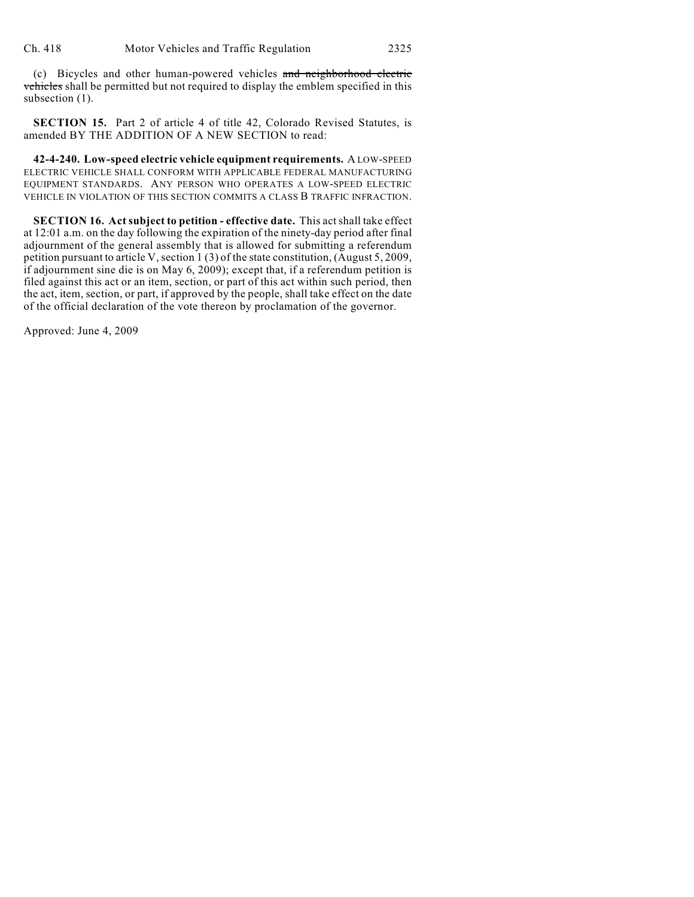(c) Bicycles and other human-powered vehicles ~~and neighborhood electric vehicles~~ shall be permitted but not required to display the emblem specified in this subsection (1).

**SECTION 15.** Part 2 of article 4 of title 42, Colorado Revised Statutes, is amended BY THE ADDITION OF A NEW SECTION to read:

**42-4-240. Low-speed electric vehicle equipment requirements.** A LOW-SPEED ELECTRIC VEHICLE SHALL CONFORM WITH APPLICABLE FEDERAL MANUFACTURING EQUIPMENT STANDARDS. ANY PERSON WHO OPERATES A LOW-SPEED ELECTRIC VEHICLE IN VIOLATION OF THIS SECTION COMMITS A CLASS B TRAFFIC INFRACTION.

**SECTION 16. Act subject to petition - effective date.** This act shall take effect at 12:01 a.m. on the day following the expiration of the ninety-day period after final adjournment of the general assembly that is allowed for submitting a referendum petition pursuant to article V, section 1 (3) of the state constitution, (August 5, 2009, if adjournment sine die is on May 6, 2009); except that, if a referendum petition is filed against this act or an item, section, or part of this act within such period, then the act, item, section, or part, if approved by the people, shall take effect on the date of the official declaration of the vote thereon by proclamation of the governor.

Approved: June 4, 2009